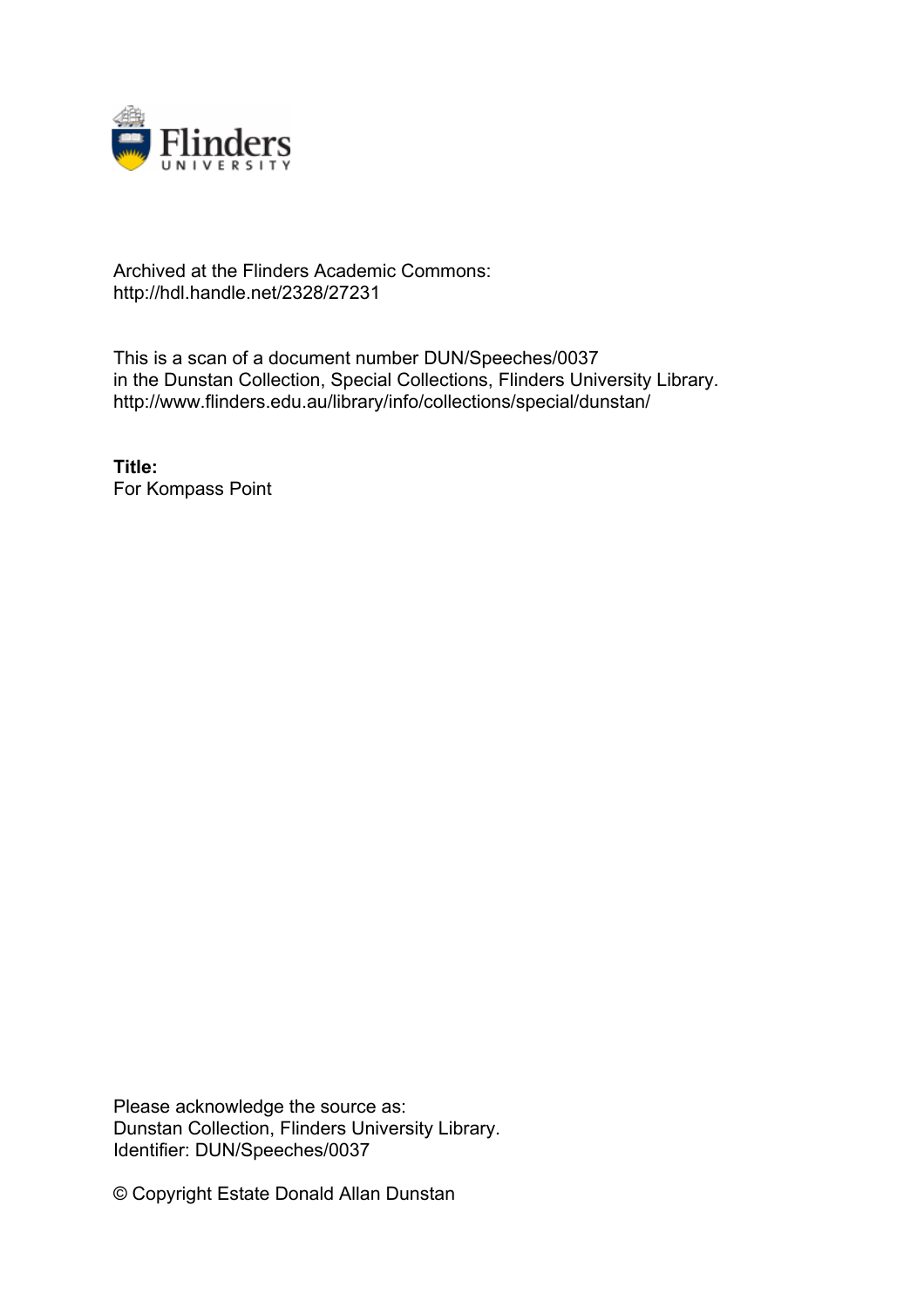Archived at the Flinders Academic Commons:
http://hdl.handle.net/2328/27231

This is a scan of a document number DUN/Speeches/0037
in the Dunstan Collection, Special Collections, Flinders University Library.
http://www.flinders.edu.au/library/info/collections/special/dunstan/

**Title:**
For Kompass Point

Please acknowledge the source as:
Dunstan Collection, Flinders University Library.
Identifier: DUN/Speeches/0037

© Copyright Estate Donald Allan Dunstan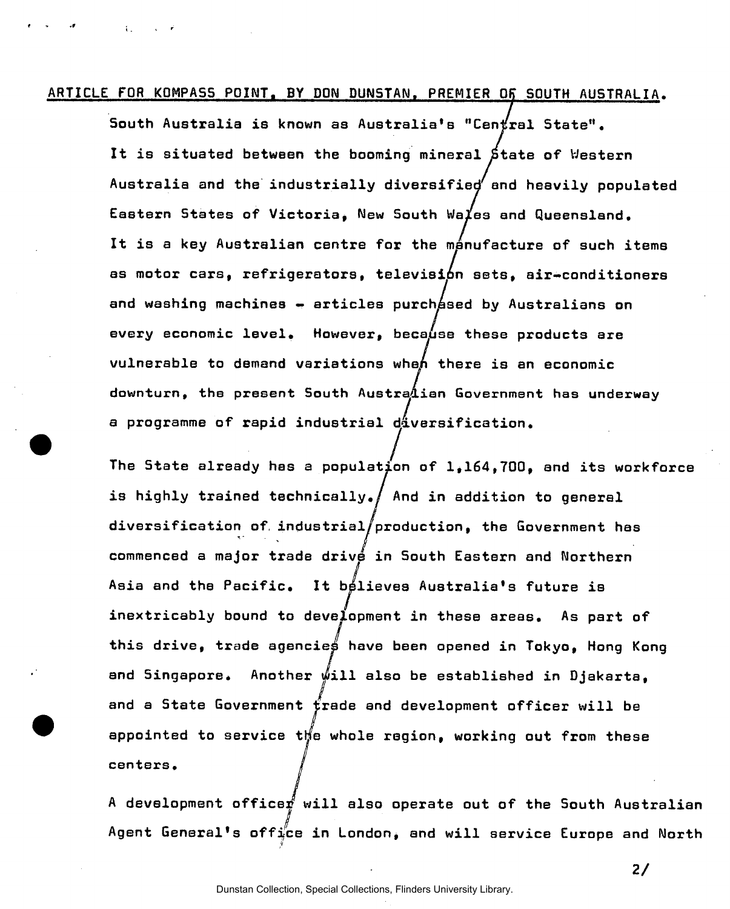ARTICLE FOR KOMPASS POINT, BY DON DUNSTAN, PREMIER OF SOUTH AUSTRALIA.

South Australia is known as Australia's "Central State". It is situated between the booming mineral State of Western Australia and the industrially diversified and heavily populated Eastern States of Victoria, New South Wales and Queensland. It is a key Australian centre for the manufacture of such items as motor cars, refrigerators, television sets, air-conditioners and washing machines - articles purchased by Australians on every economic level. However, because these products are vulnerable to demand variations when there is an economic downturn, the present South Australian Government has underway a programme of rapid industrial diversification.

The State already has a population of 1,164,700, and its workforce is highly trained technically. And in addition to general diversification of industrial production, the Government has commenced a major trade drive in South Eastern and Northern Asia and the Pacific. It believes Australia's future is inextricably bound to development in these areas. As part of this drive, trade agencies have been opened in Tokyo, Hong Kong and Singapore. Another will also be established in Djakarta, and a State Government trade and development officer will be appointed to service the whole region, working out from these centers.

A development officer will also operate out of the South Australian Agent General's office in London, and will service Europe and North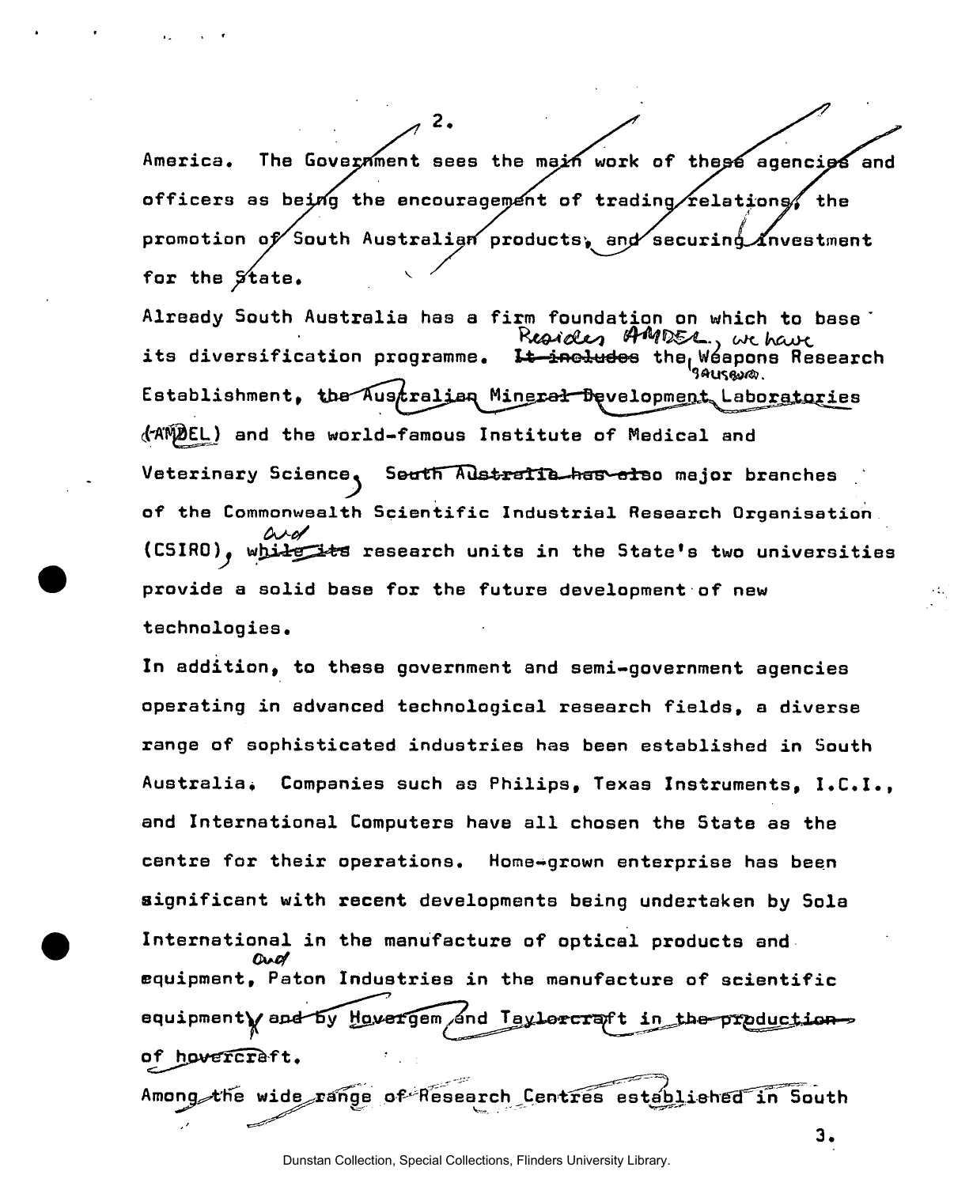America. The Government sees the main work of these agencies and officers as being the encouragement of trading relations, the promotion of South Australian products, and securing investment for the State.

Already South Australia has a firm foundation on which to base its diversification programme. Besides AMDEL, we have the Weapons Research Establishment, and the world-famous Institute of Medical and Veterinary Science, major branches of the Commonwealth Scientific Industrial Research Organisation (CSIRO), and research units in the State's two universities provide a solid base for the future development of new technologies.

In addition, to these government and semi-government agencies operating in advanced technological research fields, a diverse range of sophisticated industries has been established in South Australia. Companies such as Philips, Texas Instruments, I.C.I., and International Computers have all chosen the State as the centre for their operations. Home-grown enterprise has been significant with recent developments being undertaken by Sola International in the manufacture of optical products and equipment, and Paton Industries in the manufacture of scientific equipment.

Among the wide range of Research Centres established in South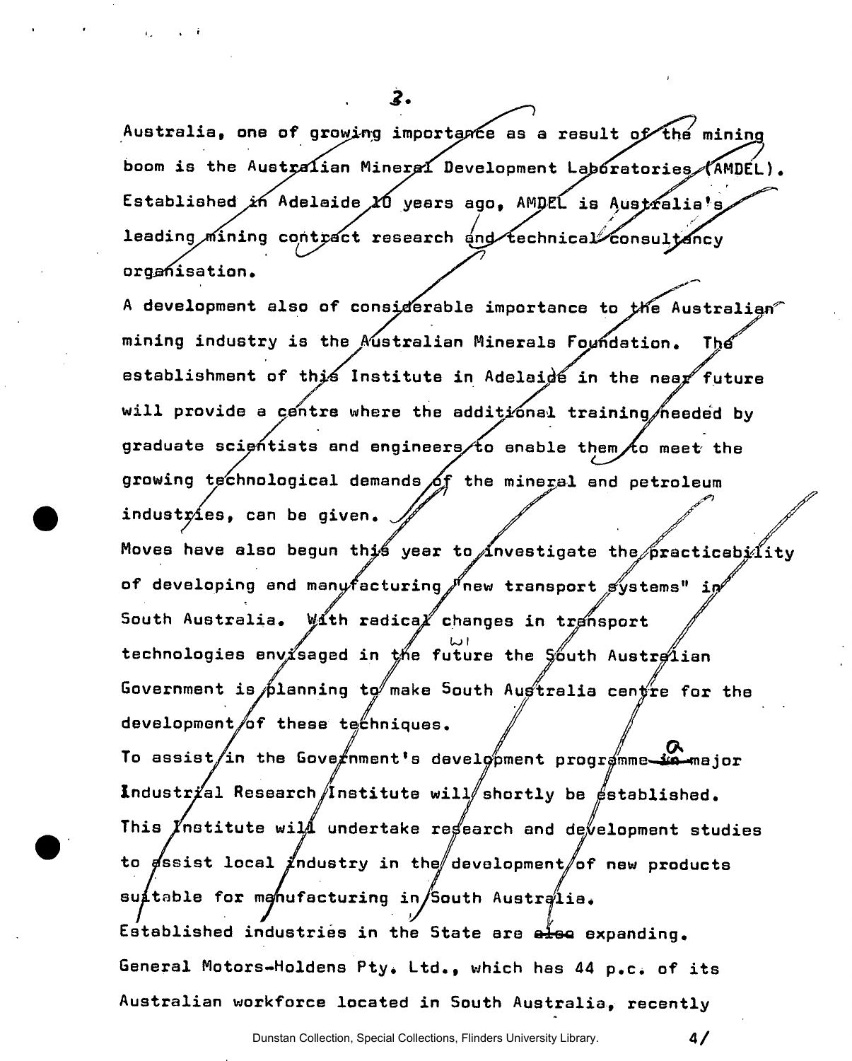Australia, one of growing importance as a result of the mining boom is the Australian Mineral Development Laboratories (AMDEL). Established in Adelaide 10 years ago, AMDEL is Australia's leading mining contract research and technical consultancy organisation.

A development also of considerable importance to the Australian mining industry is the Australian Minerals Foundation. The establishment of this Institute in Adelaide in the near future will provide a centre where the additional training needed by graduate scientists and engineers to enable them to meet the growing technological demands of the mineral and petroleum industries, can be given.

Moves have also begun this year to investigate the practicability of developing and manufacturing "new transport systems" in South Australia. With radical changes in transport technologies envisaged in the future the South Australian Government is planning to make South Australia centre for the development of these techniques.

To assist in the Government's development programme a major Industrial Research Institute will shortly be established. This Institute will undertake research and development studies to assist local industry in the development of new products suitable for manufacturing in South Australia.

Established industries in the State are expanding. General Motors-Holdens Pty. Ltd., which has 44 p.c. of its Australian workforce located in South Australia, recently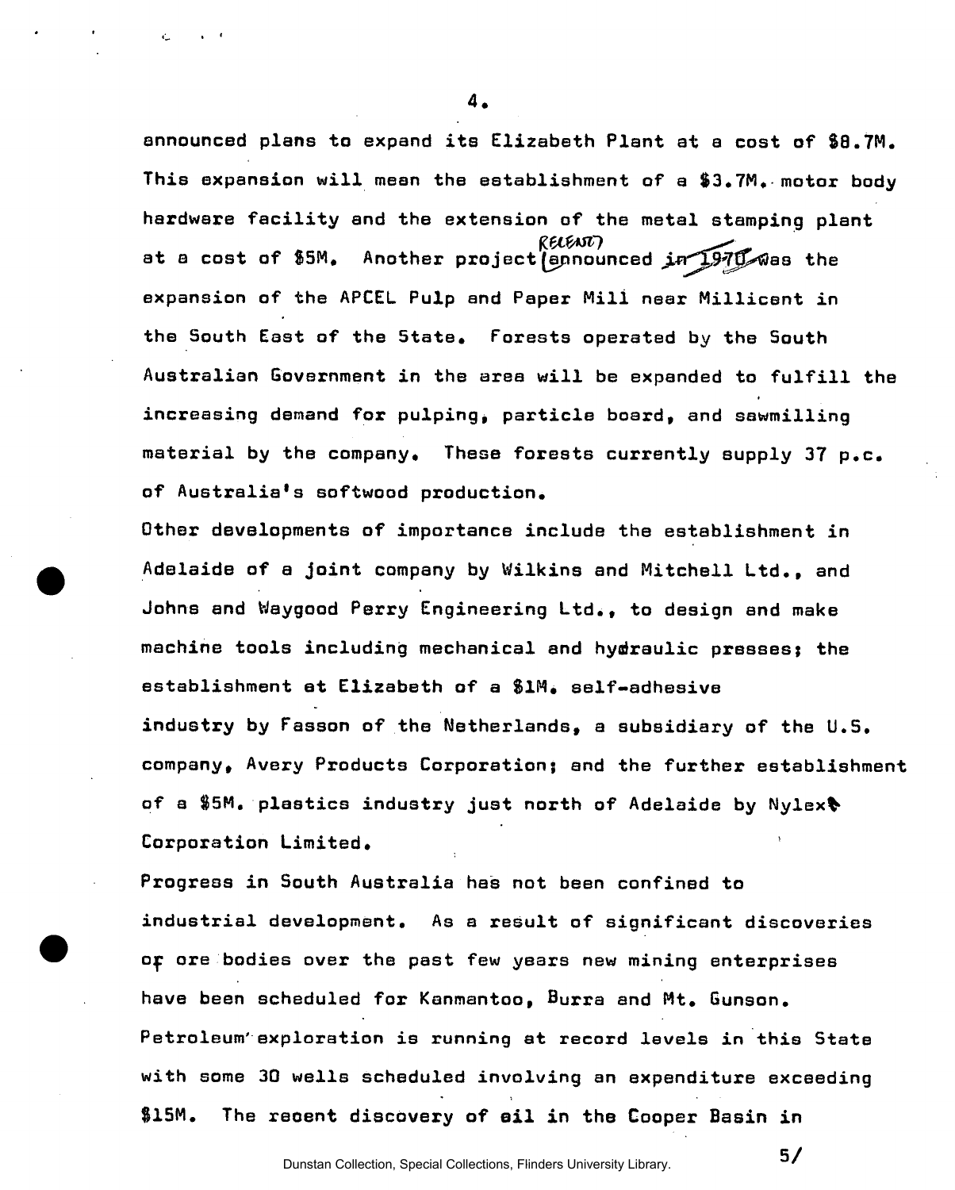announced plans to expand its Elizabeth Plant at a cost of $8.7M. This expansion will mean the establishment of a $3.7M. motor body hardware facility and the extension of the metal stamping plant at a cost of $5M. Another project recently announced was the expansion of the APCEL Pulp and Paper Mill near Millicent in the South East of the State. Forests operated by the South Australian Government in the area will be expanded to fulfill the increasing demand for pulping, particle board, and sawmilling material by the company. These forests currently supply 37 p.c. of Australia's softwood production.

Other developments of importance include the establishment in Adelaide of a joint company by Wilkins and Mitchell Ltd., and Johns and Waygood Perry Engineering Ltd., to design and make machine tools including mechanical and hydraulic presses; the establishment at Elizabeth of a $1M. self-adhesive industry by Fasson of the Netherlands, a subsidiary of the U.S. company, Avery Products Corporation; and the further establishment of a $5M. plastics industry just north of Adelaide by Nylex Corporation Limited.

Progress in South Australia has not been confined to industrial development. As a result of significant discoveries of ore bodies over the past few years new mining enterprises have been scheduled for Kanmantoo, Burra and Mt. Gunson. Petroleum exploration is running at record levels in this State with some 30 wells scheduled involving an expenditure exceeding $15M. The recent discovery of oil in the Cooper Basin in

5/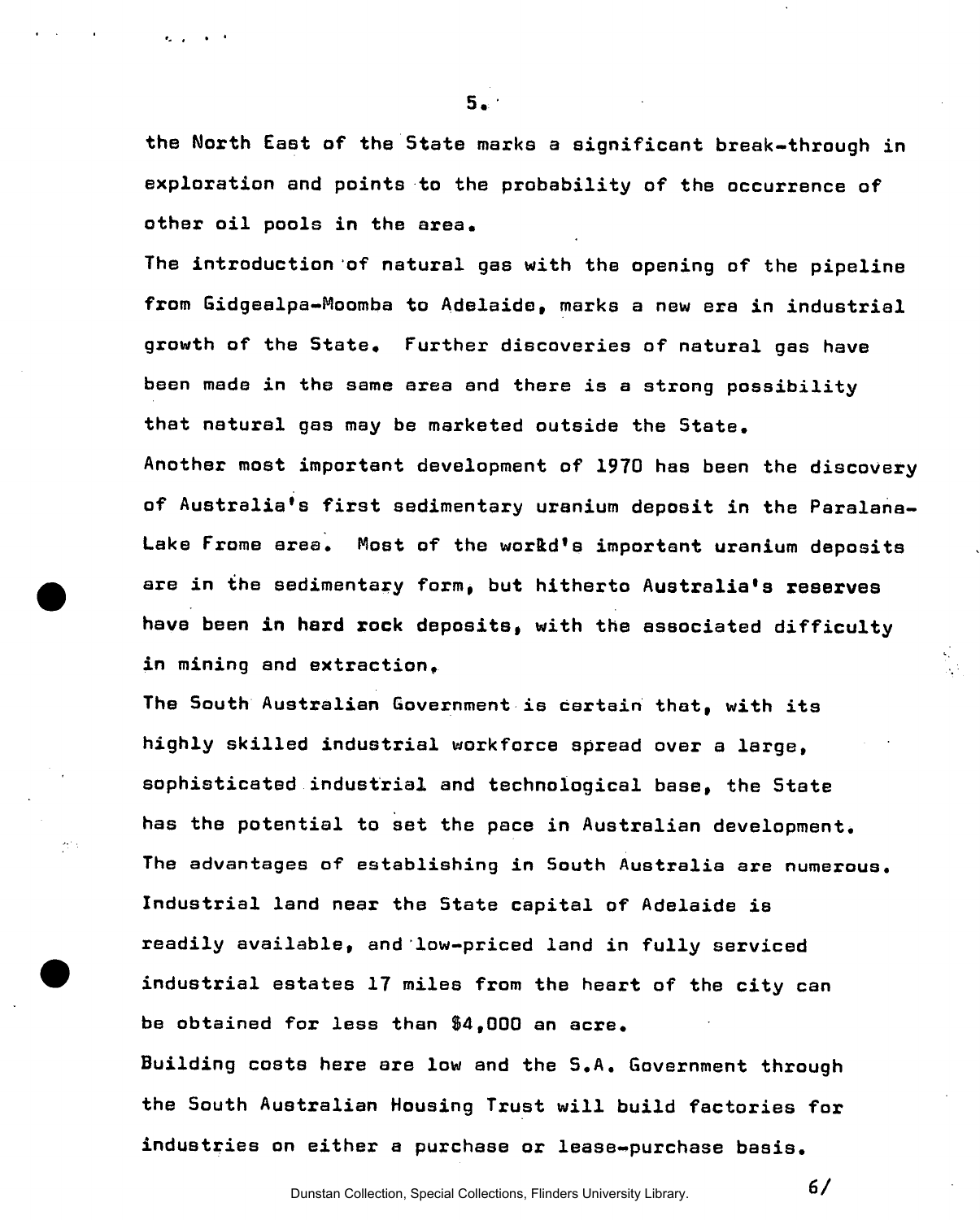the North East of the State marks a significant break-through in exploration and points to the probability of the occurrence of other oil pools in the area.

The introduction of natural gas with the opening of the pipeline from Gidgealpa-Moomba to Adelaide, marks a new era in industrial growth of the State. Further discoveries of natural gas have been made in the same area and there is a strong possibility that natural gas may be marketed outside the State.

Another most important development of 1970 has been the discovery of Australia's first sedimentary uranium deposit in the Paralana-Lake Frome area. Most of the workd's important uranium deposits are in the sedimentary form, but hitherto Australia's reserves have been in hard rock deposits, with the associated difficulty in mining and extraction.

The South Australian Government is certain that, with its highly skilled industrial workforce spread over a large, sophisticated industrial and technological base, the State has the potential to set the pace in Australian development.

The advantages of establishing in South Australia are numerous. Industrial land near the State capital of Adelaide is readily available, and low-priced land in fully serviced industrial estates 17 miles from the heart of the city can be obtained for less than $4,000 an acre.

Building costs here are low and the S.A. Government through the South Australian Housing Trust will build factories for industries on either a purchase or lease-purchase basis.

6/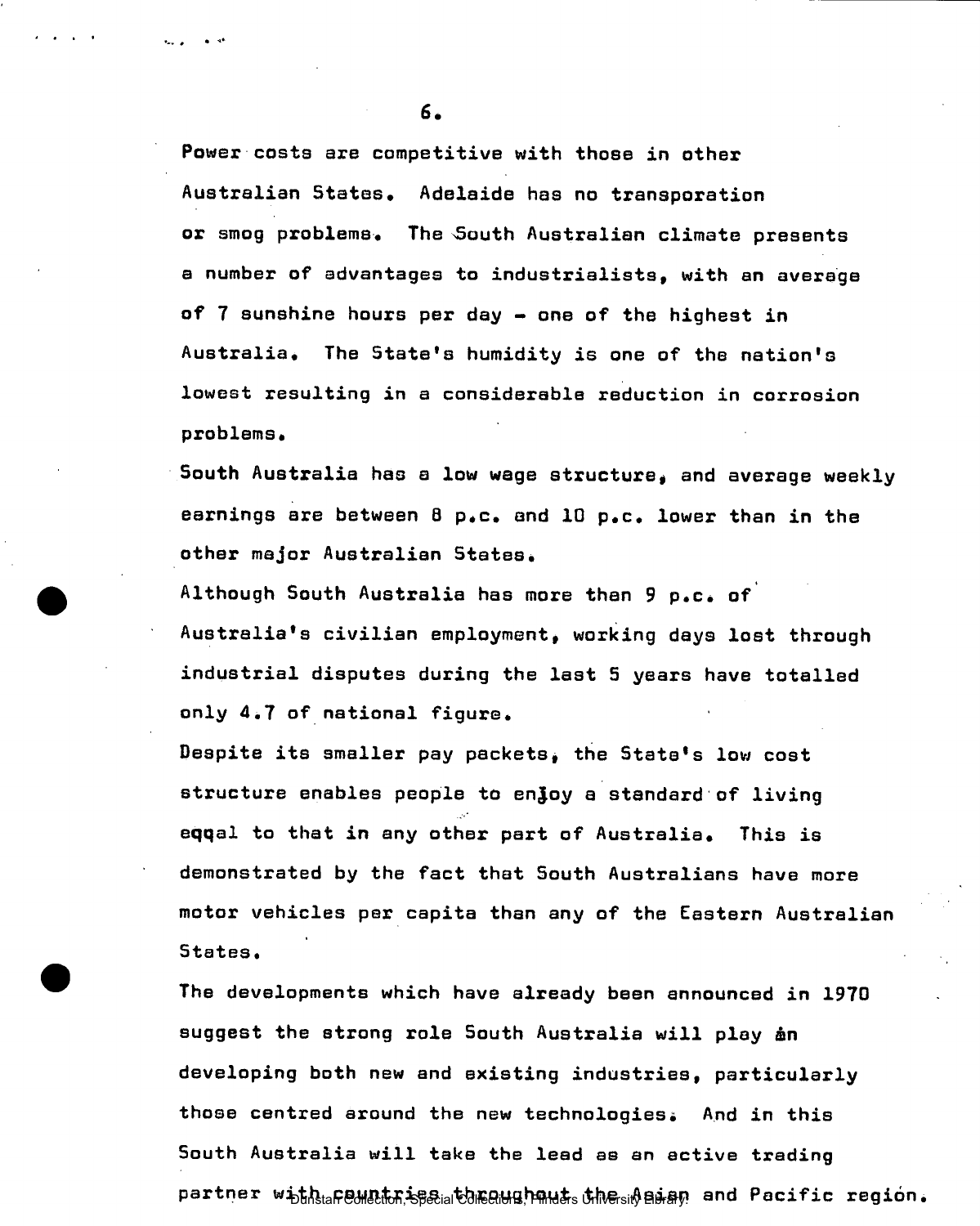Power costs are competitive with those in other Australian States. Adelaide has no transporation or smog problems. The South Australian climate presents a number of advantages to industrialists, with an average of 7 sunshine hours per day - one of the highest in Australia. The State's humidity is one of the nation's lowest resulting in a considerable reduction in corrosion problems.

South Australia has a low wage structure, and average weekly earnings are between 8 p.c. and 10 p.c. lower than in the other major Australian States.

Although South Australia has more than 9 p.c. of Australia's civilian employment, working days lost through industrial disputes during the last 5 years have totalled only 4.7 of national figure.

Despite its smaller pay packets, the State's low cost structure enables people to enjoy a standard of living eqqal to that in any other part of Australia. This is demonstrated by the fact that South Australians have more motor vehicles per capita than any of the Eastern Australian States.

The developments which have already been announced in 1970 suggest the strong role South Australia will play in developing both new and existing industries, particularly those centred around the new technologies. And in this South Australia will take the lead as an active trading partner with countries throughout the Asian and Pacific region.